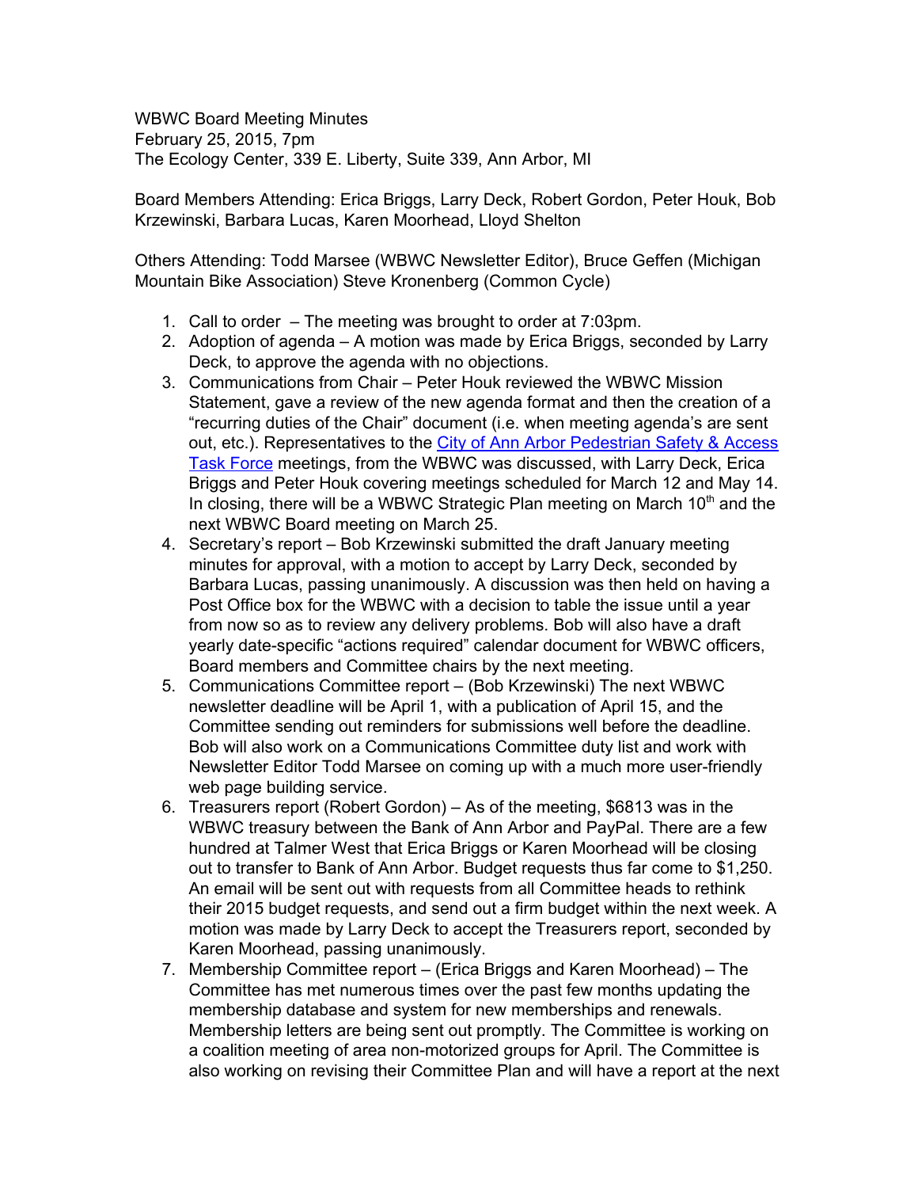WBWC Board Meeting Minutes
February 25, 2015, 7pm
The Ecology Center, 339 E. Liberty, Suite 339, Ann Arbor, MI

Board Members Attending: Erica Briggs, Larry Deck, Robert Gordon, Peter Houk, Bob Krzewinski, Barbara Lucas, Karen Moorhead, Lloyd Shelton

Others Attending: Todd Marsee (WBWC Newsletter Editor), Bruce Geffen (Michigan Mountain Bike Association) Steve Kronenberg (Common Cycle)

1. Call to order – The meeting was brought to order at 7:03pm.
2. Adoption of agenda – A motion was made by Erica Briggs, seconded by Larry Deck, to approve the agenda with no objections.
3. Communications from Chair – Peter Houk reviewed the WBWC Mission Statement, gave a review of the new agenda format and then the creation of a "recurring duties of the Chair" document (i.e. when meeting agenda's are sent out, etc.). Representatives to the [City of Ann Arbor Pedestrian Safety & Access Task Force]() meetings, from the WBWC was discussed, with Larry Deck, Erica Briggs and Peter Houk covering meetings scheduled for March 12 and May 14. In closing, there will be a WBWC Strategic Plan meeting on March 10th and the next WBWC Board meeting on March 25.
4. Secretary's report – Bob Krzewinski submitted the draft January meeting minutes for approval, with a motion to accept by Larry Deck, seconded by Barbara Lucas, passing unanimously. A discussion was then held on having a Post Office box for the WBWC with a decision to table the issue until a year from now so as to review any delivery problems. Bob will also have a draft yearly date-specific "actions required" calendar document for WBWC officers, Board members and Committee chairs by the next meeting.
5. Communications Committee report – (Bob Krzewinski) The next WBWC newsletter deadline will be April 1, with a publication of April 15, and the Committee sending out reminders for submissions well before the deadline. Bob will also work on a Communications Committee duty list and work with Newsletter Editor Todd Marsee on coming up with a much more user-friendly web page building service.
6. Treasurers report (Robert Gordon) – As of the meeting, $6813 was in the WBWC treasury between the Bank of Ann Arbor and PayPal. There are a few hundred at Talmer West that Erica Briggs or Karen Moorhead will be closing out to transfer to Bank of Ann Arbor. Budget requests thus far come to $1,250. An email will be sent out with requests from all Committee heads to rethink their 2015 budget requests, and send out a firm budget within the next week. A motion was made by Larry Deck to accept the Treasurers report, seconded by Karen Moorhead, passing unanimously.
7. Membership Committee report – (Erica Briggs and Karen Moorhead) – The Committee has met numerous times over the past few months updating the membership database and system for new memberships and renewals. Membership letters are being sent out promptly. The Committee is working on a coalition meeting of area non-motorized groups for April. The Committee is also working on revising their Committee Plan and will have a report at the next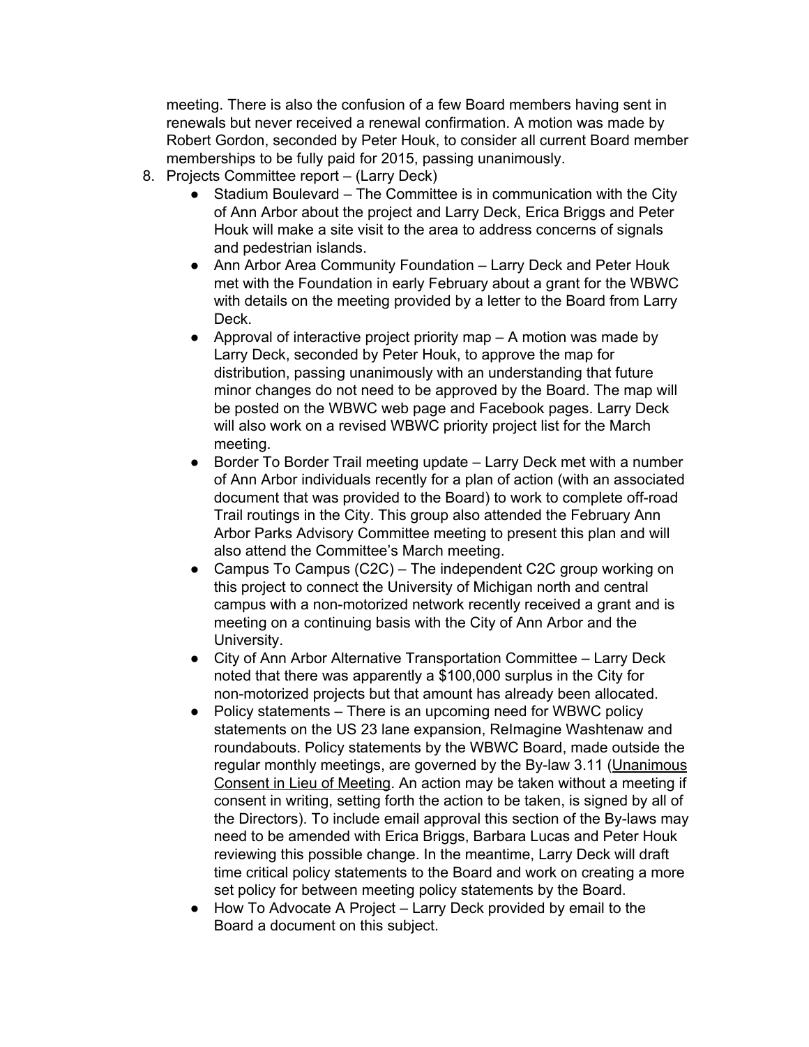meeting. There is also the confusion of a few Board members having sent in renewals but never received a renewal confirmation. A motion was made by Robert Gordon, seconded by Peter Houk, to consider all current Board member memberships to be fully paid for 2015, passing unanimously.

8. Projects Committee report – (Larry Deck)
   - Stadium Boulevard – The Committee is in communication with the City of Ann Arbor about the project and Larry Deck, Erica Briggs and Peter Houk will make a site visit to the area to address concerns of signals and pedestrian islands.
   - Ann Arbor Area Community Foundation – Larry Deck and Peter Houk met with the Foundation in early February about a grant for the WBWC with details on the meeting provided by a letter to the Board from Larry Deck.
   - Approval of interactive project priority map – A motion was made by Larry Deck, seconded by Peter Houk, to approve the map for distribution, passing unanimously with an understanding that future minor changes do not need to be approved by the Board. The map will be posted on the WBWC web page and Facebook pages. Larry Deck will also work on a revised WBWC priority project list for the March meeting.
   - Border To Border Trail meeting update – Larry Deck met with a number of Ann Arbor individuals recently for a plan of action (with an associated document that was provided to the Board) to work to complete off-road Trail routings in the City. This group also attended the February Ann Arbor Parks Advisory Committee meeting to present this plan and will also attend the Committee's March meeting.
   - Campus To Campus (C2C) – The independent C2C group working on this project to connect the University of Michigan north and central campus with a non-motorized network recently received a grant and is meeting on a continuing basis with the City of Ann Arbor and the University.
   - City of Ann Arbor Alternative Transportation Committee – Larry Deck noted that there was apparently a $100,000 surplus in the City for non-motorized projects but that amount has already been allocated.
   - Policy statements – There is an upcoming need for WBWC policy statements on the US 23 lane expansion, ReImagine Washtenaw and roundabouts. Policy statements by the WBWC Board, made outside the regular monthly meetings, are governed by the By-law 3.11 (<u>Unanimous Consent in Lieu of Meeting</u>. An action may be taken without a meeting if consent in writing, setting forth the action to be taken, is signed by all of the Directors). To include email approval this section of the By-laws may need to be amended with Erica Briggs, Barbara Lucas and Peter Houk reviewing this possible change. In the meantime, Larry Deck will draft time critical policy statements to the Board and work on creating a more set policy for between meeting policy statements by the Board.
   - How To Advocate A Project – Larry Deck provided by email to the Board a document on this subject.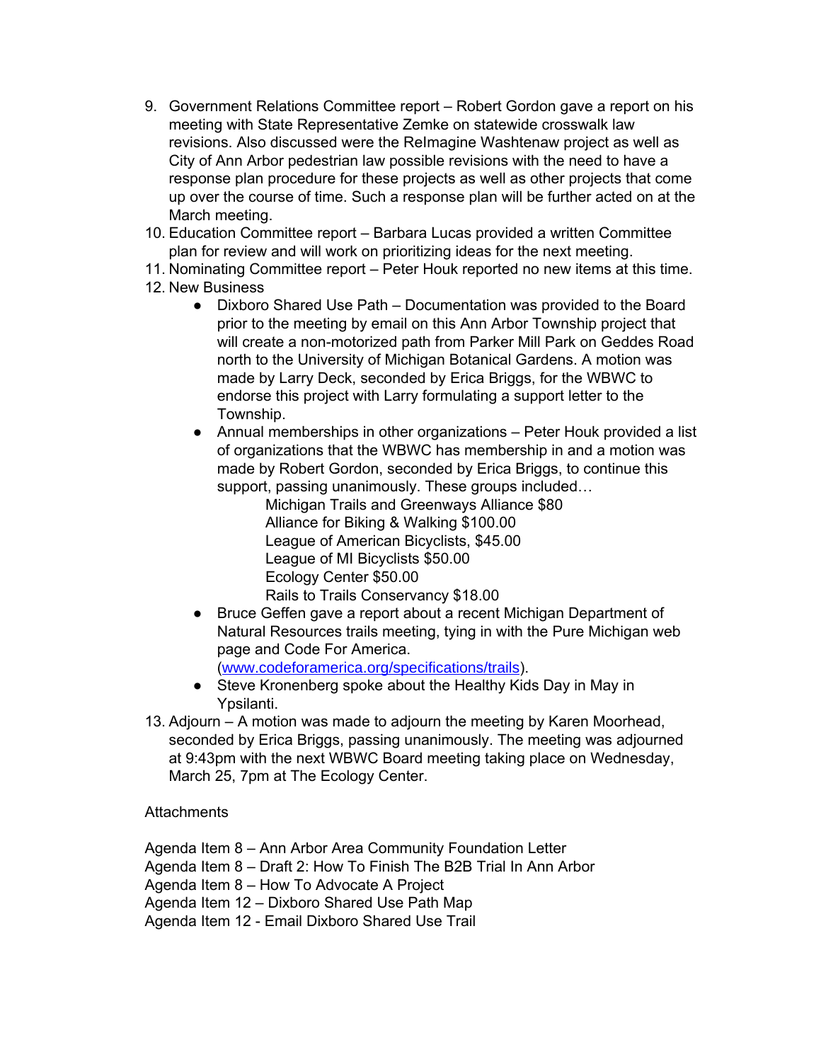9. Government Relations Committee report – Robert Gordon gave a report on his meeting with State Representative Zemke on statewide crosswalk law revisions. Also discussed were the ReImagine Washtenaw project as well as City of Ann Arbor pedestrian law possible revisions with the need to have a response plan procedure for these projects as well as other projects that come up over the course of time. Such a response plan will be further acted on at the March meeting.
10. Education Committee report – Barbara Lucas provided a written Committee plan for review and will work on prioritizing ideas for the next meeting.
11. Nominating Committee report – Peter Houk reported no new items at this time.
12. New Business
    - Dixboro Shared Use Path – Documentation was provided to the Board prior to the meeting by email on this Ann Arbor Township project that will create a non-motorized path from Parker Mill Park on Geddes Road north to the University of Michigan Botanical Gardens. A motion was made by Larry Deck, seconded by Erica Briggs, for the WBWC to endorse this project with Larry formulating a support letter to the Township.
    - Annual memberships in other organizations – Peter Houk provided a list of organizations that the WBWC has membership in and a motion was made by Robert Gordon, seconded by Erica Briggs, to continue this support, passing unanimously. These groups included…
        - Michigan Trails and Greenways Alliance $80
        - Alliance for Biking & Walking $100.00
        - League of American Bicyclists, $45.00
        - League of MI Bicyclists $50.00
        - Ecology Center $50.00
        - Rails to Trails Conservancy $18.00
    - Bruce Geffen gave a report about a recent Michigan Department of Natural Resources trails meeting, tying in with the Pure Michigan web page and Code For America. (www.codeforamerica.org/specifications/trails).
    - Steve Kronenberg spoke about the Healthy Kids Day in May in Ypsilanti.
13. Adjourn – A motion was made to adjourn the meeting by Karen Moorhead, seconded by Erica Briggs, passing unanimously. The meeting was adjourned at 9:43pm with the next WBWC Board meeting taking place on Wednesday, March 25, 7pm at The Ecology Center.

Attachments

Agenda Item 8 – Ann Arbor Area Community Foundation Letter
Agenda Item 8 – Draft 2: How To Finish The B2B Trial In Ann Arbor
Agenda Item 8 – How To Advocate A Project
Agenda Item 12 – Dixboro Shared Use Path Map
Agenda Item 12 - Email Dixboro Shared Use Trail